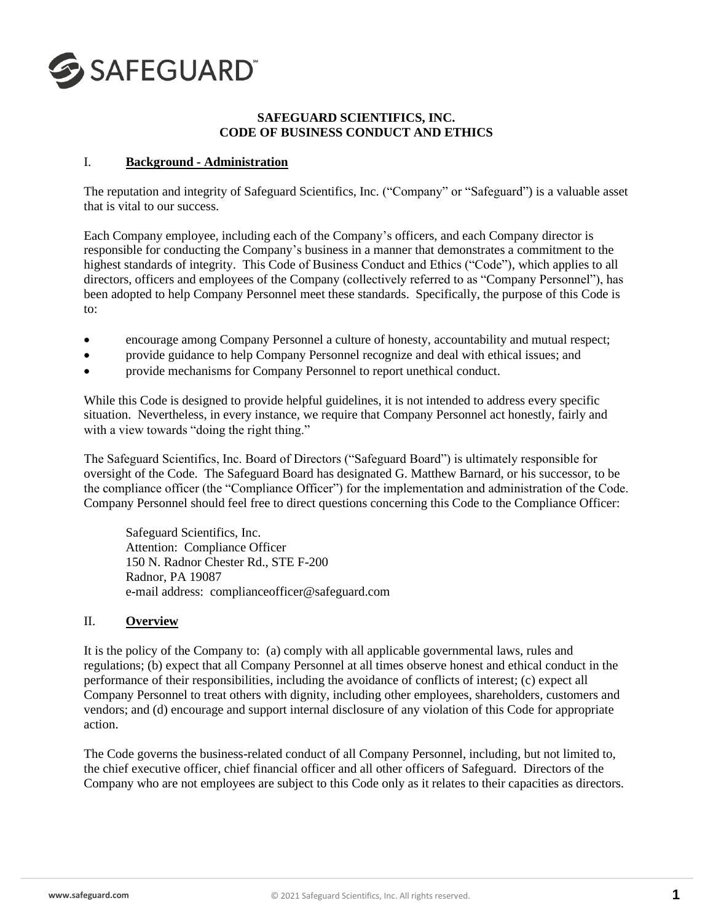**SAFEGUARD SCIENTIFICS, INC.**
**CODE OF BUSINESS CONDUCT AND ETHICS**

## I. Background - Administration

The reputation and integrity of Safeguard Scientifics, Inc. ("Company" or "Safeguard") is a valuable asset that is vital to our success.

Each Company employee, including each of the Company's officers, and each Company director is responsible for conducting the Company's business in a manner that demonstrates a commitment to the highest standards of integrity. This Code of Business Conduct and Ethics ("Code"), which applies to all directors, officers and employees of the Company (collectively referred to as "Company Personnel"), has been adopted to help Company Personnel meet these standards. Specifically, the purpose of this Code is to:

- encourage among Company Personnel a culture of honesty, accountability and mutual respect;
- provide guidance to help Company Personnel recognize and deal with ethical issues; and
- provide mechanisms for Company Personnel to report unethical conduct.

While this Code is designed to provide helpful guidelines, it is not intended to address every specific situation. Nevertheless, in every instance, we require that Company Personnel act honestly, fairly and with a view towards "doing the right thing."

The Safeguard Scientifics, Inc. Board of Directors ("Safeguard Board") is ultimately responsible for oversight of the Code. The Safeguard Board has designated G. Matthew Barnard, or his successor, to be the compliance officer (the "Compliance Officer") for the implementation and administration of the Code. Company Personnel should feel free to direct questions concerning this Code to the Compliance Officer:

> Safeguard Scientifics, Inc.
> Attention: Compliance Officer
> 150 N. Radnor Chester Rd., STE F-200
> Radnor, PA 19087
> e-mail address: complianceofficer@safeguard.com

## II. Overview

It is the policy of the Company to: (a) comply with all applicable governmental laws, rules and regulations; (b) expect that all Company Personnel at all times observe honest and ethical conduct in the performance of their responsibilities, including the avoidance of conflicts of interest; (c) expect all Company Personnel to treat others with dignity, including other employees, shareholders, customers and vendors; and (d) encourage and support internal disclosure of any violation of this Code for appropriate action.

The Code governs the business-related conduct of all Company Personnel, including, but not limited to, the chief executive officer, chief financial officer and all other officers of Safeguard. Directors of the Company who are not employees are subject to this Code only as it relates to their capacities as directors.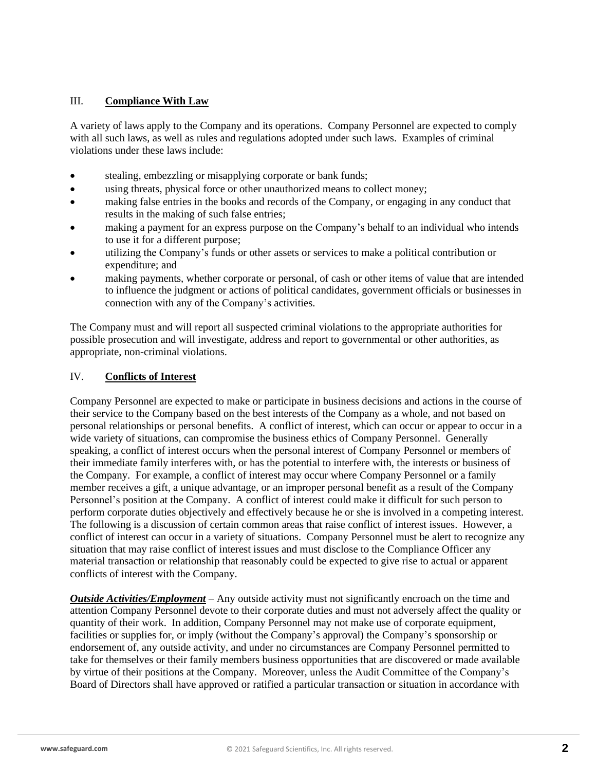## III. **Compliance With Law**

A variety of laws apply to the Company and its operations. Company Personnel are expected to comply with all such laws, as well as rules and regulations adopted under such laws. Examples of criminal violations under these laws include:

- stealing, embezzling or misapplying corporate or bank funds;
- using threats, physical force or other unauthorized means to collect money;
- making false entries in the books and records of the Company, or engaging in any conduct that results in the making of such false entries;
- making a payment for an express purpose on the Company's behalf to an individual who intends to use it for a different purpose;
- utilizing the Company's funds or other assets or services to make a political contribution or expenditure; and
- making payments, whether corporate or personal, of cash or other items of value that are intended to influence the judgment or actions of political candidates, government officials or businesses in connection with any of the Company's activities.

The Company must and will report all suspected criminal violations to the appropriate authorities for possible prosecution and will investigate, address and report to governmental or other authorities, as appropriate, non-criminal violations.

## IV. **Conflicts of Interest**

Company Personnel are expected to make or participate in business decisions and actions in the course of their service to the Company based on the best interests of the Company as a whole, and not based on personal relationships or personal benefits. A conflict of interest, which can occur or appear to occur in a wide variety of situations, can compromise the business ethics of Company Personnel. Generally speaking, a conflict of interest occurs when the personal interest of Company Personnel or members of their immediate family interferes with, or has the potential to interfere with, the interests or business of the Company. For example, a conflict of interest may occur where Company Personnel or a family member receives a gift, a unique advantage, or an improper personal benefit as a result of the Company Personnel's position at the Company. A conflict of interest could make it difficult for such person to perform corporate duties objectively and effectively because he or she is involved in a competing interest. The following is a discussion of certain common areas that raise conflict of interest issues. However, a conflict of interest can occur in a variety of situations. Company Personnel must be alert to recognize any situation that may raise conflict of interest issues and must disclose to the Compliance Officer any material transaction or relationship that reasonably could be expected to give rise to actual or apparent conflicts of interest with the Company.

***Outside Activities/Employment*** – Any outside activity must not significantly encroach on the time and attention Company Personnel devote to their corporate duties and must not adversely affect the quality or quantity of their work. In addition, Company Personnel may not make use of corporate equipment, facilities or supplies for, or imply (without the Company's approval) the Company's sponsorship or endorsement of, any outside activity, and under no circumstances are Company Personnel permitted to take for themselves or their family members business opportunities that are discovered or made available by virtue of their positions at the Company. Moreover, unless the Audit Committee of the Company's Board of Directors shall have approved or ratified a particular transaction or situation in accordance with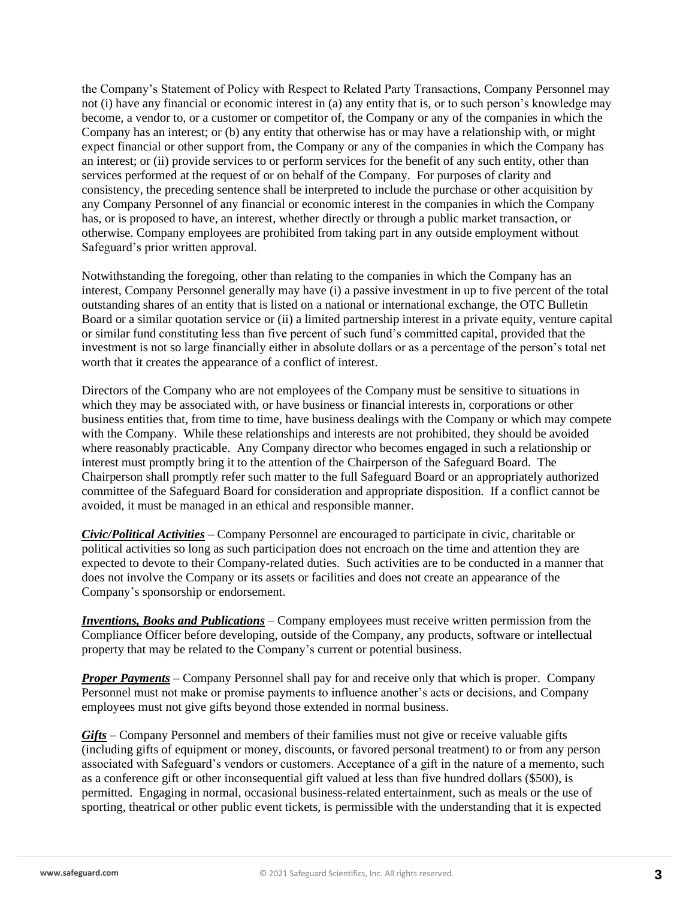the Company's Statement of Policy with Respect to Related Party Transactions, Company Personnel may not (i) have any financial or economic interest in (a) any entity that is, or to such person's knowledge may become, a vendor to, or a customer or competitor of, the Company or any of the companies in which the Company has an interest; or (b) any entity that otherwise has or may have a relationship with, or might expect financial or other support from, the Company or any of the companies in which the Company has an interest; or (ii) provide services to or perform services for the benefit of any such entity, other than services performed at the request of or on behalf of the Company. For purposes of clarity and consistency, the preceding sentence shall be interpreted to include the purchase or other acquisition by any Company Personnel of any financial or economic interest in the companies in which the Company has, or is proposed to have, an interest, whether directly or through a public market transaction, or otherwise. Company employees are prohibited from taking part in any outside employment without Safeguard's prior written approval.

Notwithstanding the foregoing, other than relating to the companies in which the Company has an interest, Company Personnel generally may have (i) a passive investment in up to five percent of the total outstanding shares of an entity that is listed on a national or international exchange, the OTC Bulletin Board or a similar quotation service or (ii) a limited partnership interest in a private equity, venture capital or similar fund constituting less than five percent of such fund's committed capital, provided that the investment is not so large financially either in absolute dollars or as a percentage of the person's total net worth that it creates the appearance of a conflict of interest.

Directors of the Company who are not employees of the Company must be sensitive to situations in which they may be associated with, or have business or financial interests in, corporations or other business entities that, from time to time, have business dealings with the Company or which may compete with the Company. While these relationships and interests are not prohibited, they should be avoided where reasonably practicable. Any Company director who becomes engaged in such a relationship or interest must promptly bring it to the attention of the Chairperson of the Safeguard Board. The Chairperson shall promptly refer such matter to the full Safeguard Board or an appropriately authorized committee of the Safeguard Board for consideration and appropriate disposition. If a conflict cannot be avoided, it must be managed in an ethical and responsible manner.

***Civic/Political Activities*** – Company Personnel are encouraged to participate in civic, charitable or political activities so long as such participation does not encroach on the time and attention they are expected to devote to their Company-related duties. Such activities are to be conducted in a manner that does not involve the Company or its assets or facilities and does not create an appearance of the Company's sponsorship or endorsement.

***Inventions, Books and Publications*** – Company employees must receive written permission from the Compliance Officer before developing, outside of the Company, any products, software or intellectual property that may be related to the Company's current or potential business.

***Proper Payments*** – Company Personnel shall pay for and receive only that which is proper. Company Personnel must not make or promise payments to influence another's acts or decisions, and Company employees must not give gifts beyond those extended in normal business.

***Gifts*** – Company Personnel and members of their families must not give or receive valuable gifts (including gifts of equipment or money, discounts, or favored personal treatment) to or from any person associated with Safeguard's vendors or customers. Acceptance of a gift in the nature of a memento, such as a conference gift or other inconsequential gift valued at less than five hundred dollars ($500), is permitted. Engaging in normal, occasional business-related entertainment, such as meals or the use of sporting, theatrical or other public event tickets, is permissible with the understanding that it is expected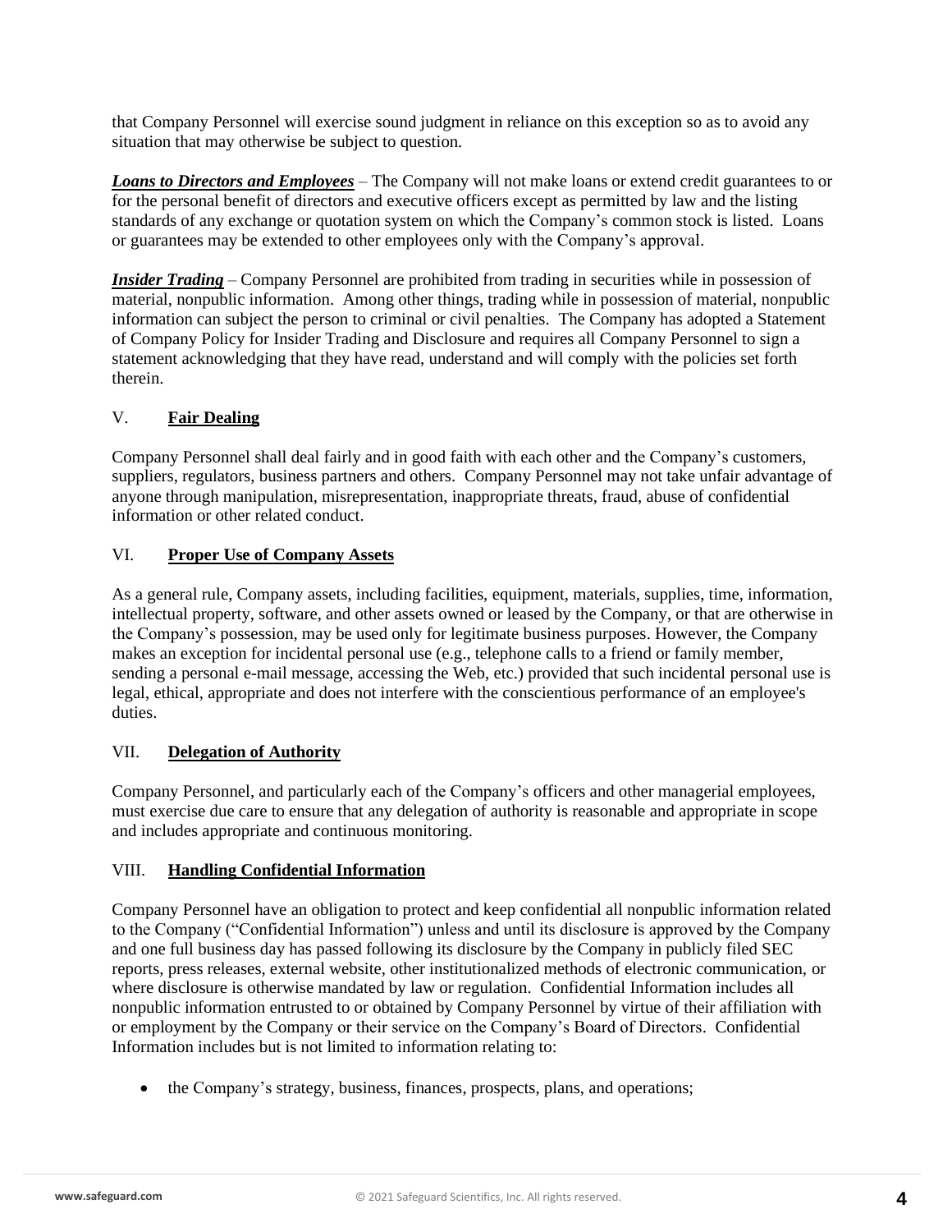that Company Personnel will exercise sound judgment in reliance on this exception so as to avoid any situation that may otherwise be subject to question.

***Loans to Directors and Employees*** – The Company will not make loans or extend credit guarantees to or for the personal benefit of directors and executive officers except as permitted by law and the listing standards of any exchange or quotation system on which the Company's common stock is listed. Loans or guarantees may be extended to other employees only with the Company's approval.

***Insider Trading*** – Company Personnel are prohibited from trading in securities while in possession of material, nonpublic information. Among other things, trading while in possession of material, nonpublic information can subject the person to criminal or civil penalties. The Company has adopted a Statement of Company Policy for Insider Trading and Disclosure and requires all Company Personnel to sign a statement acknowledging that they have read, understand and will comply with the policies set forth therein.

## V. Fair Dealing

Company Personnel shall deal fairly and in good faith with each other and the Company's customers, suppliers, regulators, business partners and others. Company Personnel may not take unfair advantage of anyone through manipulation, misrepresentation, inappropriate threats, fraud, abuse of confidential information or other related conduct.

## VI. Proper Use of Company Assets

As a general rule, Company assets, including facilities, equipment, materials, supplies, time, information, intellectual property, software, and other assets owned or leased by the Company, or that are otherwise in the Company's possession, may be used only for legitimate business purposes. However, the Company makes an exception for incidental personal use (e.g., telephone calls to a friend or family member, sending a personal e-mail message, accessing the Web, etc.) provided that such incidental personal use is legal, ethical, appropriate and does not interfere with the conscientious performance of an employee's duties.

## VII. Delegation of Authority

Company Personnel, and particularly each of the Company's officers and other managerial employees, must exercise due care to ensure that any delegation of authority is reasonable and appropriate in scope and includes appropriate and continuous monitoring.

## VIII. Handling Confidential Information

Company Personnel have an obligation to protect and keep confidential all nonpublic information related to the Company ("Confidential Information") unless and until its disclosure is approved by the Company and one full business day has passed following its disclosure by the Company in publicly filed SEC reports, press releases, external website, other institutionalized methods of electronic communication, or where disclosure is otherwise mandated by law or regulation. Confidential Information includes all nonpublic information entrusted to or obtained by Company Personnel by virtue of their affiliation with or employment by the Company or their service on the Company's Board of Directors. Confidential Information includes but is not limited to information relating to:

- the Company's strategy, business, finances, prospects, plans, and operations;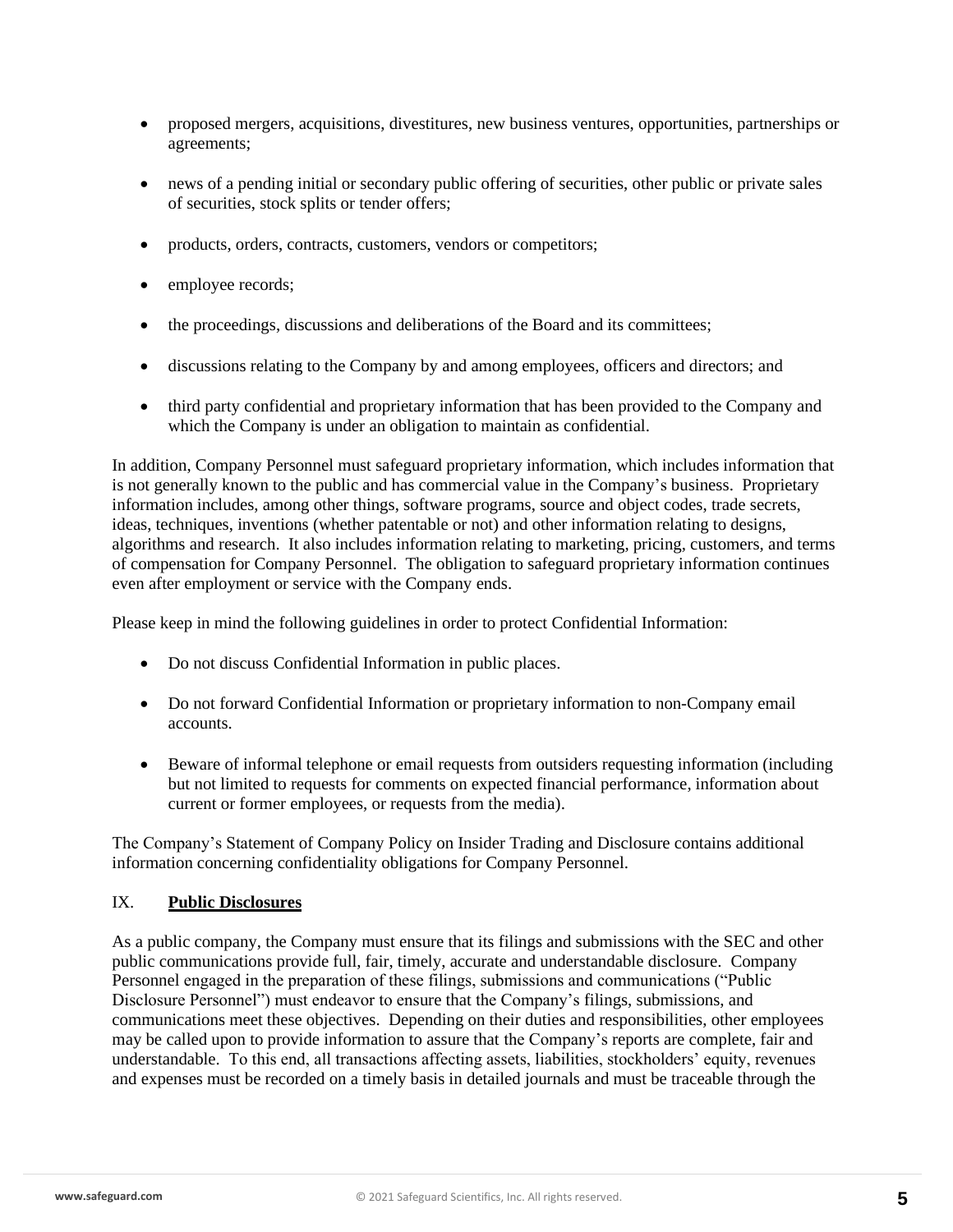- proposed mergers, acquisitions, divestitures, new business ventures, opportunities, partnerships or agreements;
- news of a pending initial or secondary public offering of securities, other public or private sales of securities, stock splits or tender offers;
- products, orders, contracts, customers, vendors or competitors;
- employee records;
- the proceedings, discussions and deliberations of the Board and its committees;
- discussions relating to the Company by and among employees, officers and directors; and
- third party confidential and proprietary information that has been provided to the Company and which the Company is under an obligation to maintain as confidential.

In addition, Company Personnel must safeguard proprietary information, which includes information that is not generally known to the public and has commercial value in the Company's business. Proprietary information includes, among other things, software programs, source and object codes, trade secrets, ideas, techniques, inventions (whether patentable or not) and other information relating to designs, algorithms and research. It also includes information relating to marketing, pricing, customers, and terms of compensation for Company Personnel. The obligation to safeguard proprietary information continues even after employment or service with the Company ends.

Please keep in mind the following guidelines in order to protect Confidential Information:

- Do not discuss Confidential Information in public places.
- Do not forward Confidential Information or proprietary information to non-Company email accounts.
- Beware of informal telephone or email requests from outsiders requesting information (including but not limited to requests for comments on expected financial performance, information about current or former employees, or requests from the media).

The Company's Statement of Company Policy on Insider Trading and Disclosure contains additional information concerning confidentiality obligations for Company Personnel.

## IX. **Public Disclosures**

As a public company, the Company must ensure that its filings and submissions with the SEC and other public communications provide full, fair, timely, accurate and understandable disclosure. Company Personnel engaged in the preparation of these filings, submissions and communications ("Public Disclosure Personnel") must endeavor to ensure that the Company's filings, submissions, and communications meet these objectives. Depending on their duties and responsibilities, other employees may be called upon to provide information to assure that the Company's reports are complete, fair and understandable. To this end, all transactions affecting assets, liabilities, stockholders' equity, revenues and expenses must be recorded on a timely basis in detailed journals and must be traceable through the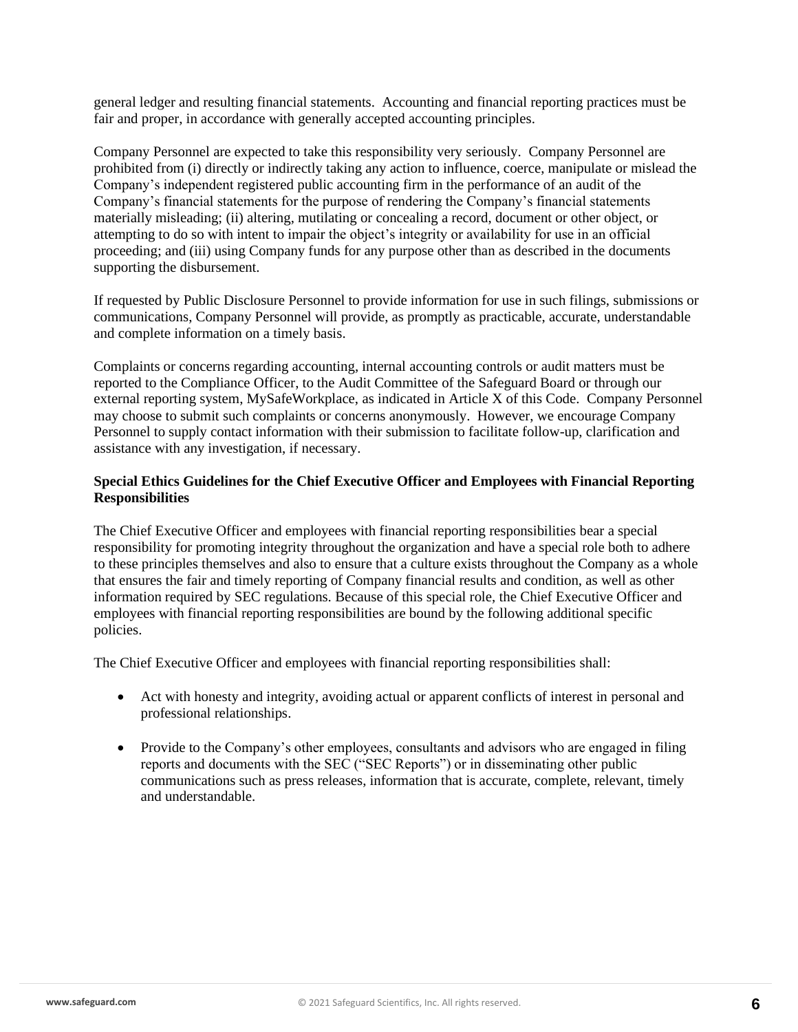general ledger and resulting financial statements. Accounting and financial reporting practices must be fair and proper, in accordance with generally accepted accounting principles.

Company Personnel are expected to take this responsibility very seriously. Company Personnel are prohibited from (i) directly or indirectly taking any action to influence, coerce, manipulate or mislead the Company's independent registered public accounting firm in the performance of an audit of the Company's financial statements for the purpose of rendering the Company's financial statements materially misleading; (ii) altering, mutilating or concealing a record, document or other object, or attempting to do so with intent to impair the object's integrity or availability for use in an official proceeding; and (iii) using Company funds for any purpose other than as described in the documents supporting the disbursement.

If requested by Public Disclosure Personnel to provide information for use in such filings, submissions or communications, Company Personnel will provide, as promptly as practicable, accurate, understandable and complete information on a timely basis.

Complaints or concerns regarding accounting, internal accounting controls or audit matters must be reported to the Compliance Officer, to the Audit Committee of the Safeguard Board or through our external reporting system, MySafeWorkplace, as indicated in Article X of this Code. Company Personnel may choose to submit such complaints or concerns anonymously. However, we encourage Company Personnel to supply contact information with their submission to facilitate follow-up, clarification and assistance with any investigation, if necessary.

**Special Ethics Guidelines for the Chief Executive Officer and Employees with Financial Reporting Responsibilities**

The Chief Executive Officer and employees with financial reporting responsibilities bear a special responsibility for promoting integrity throughout the organization and have a special role both to adhere to these principles themselves and also to ensure that a culture exists throughout the Company as a whole that ensures the fair and timely reporting of Company financial results and condition, as well as other information required by SEC regulations. Because of this special role, the Chief Executive Officer and employees with financial reporting responsibilities are bound by the following additional specific policies.

The Chief Executive Officer and employees with financial reporting responsibilities shall:

- Act with honesty and integrity, avoiding actual or apparent conflicts of interest in personal and professional relationships.

- Provide to the Company's other employees, consultants and advisors who are engaged in filing reports and documents with the SEC ("SEC Reports") or in disseminating other public communications such as press releases, information that is accurate, complete, relevant, timely and understandable.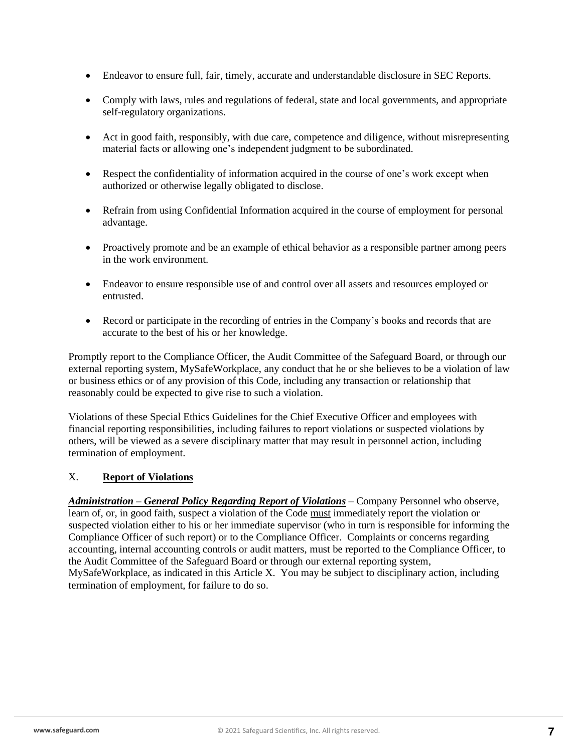- Endeavor to ensure full, fair, timely, accurate and understandable disclosure in SEC Reports.
- Comply with laws, rules and regulations of federal, state and local governments, and appropriate self-regulatory organizations.
- Act in good faith, responsibly, with due care, competence and diligence, without misrepresenting material facts or allowing one's independent judgment to be subordinated.
- Respect the confidentiality of information acquired in the course of one's work except when authorized or otherwise legally obligated to disclose.
- Refrain from using Confidential Information acquired in the course of employment for personal advantage.
- Proactively promote and be an example of ethical behavior as a responsible partner among peers in the work environment.
- Endeavor to ensure responsible use of and control over all assets and resources employed or entrusted.
- Record or participate in the recording of entries in the Company's books and records that are accurate to the best of his or her knowledge.

Promptly report to the Compliance Officer, the Audit Committee of the Safeguard Board, or through our external reporting system, MySafeWorkplace, any conduct that he or she believes to be a violation of law or business ethics or of any provision of this Code, including any transaction or relationship that reasonably could be expected to give rise to such a violation.

Violations of these Special Ethics Guidelines for the Chief Executive Officer and employees with financial reporting responsibilities, including failures to report violations or suspected violations by others, will be viewed as a severe disciplinary matter that may result in personnel action, including termination of employment.

## X. **Report of Violations**

***Administration – General Policy Regarding Report of Violations*** – Company Personnel who observe, learn of, or, in good faith, suspect a violation of the Code must immediately report the violation or suspected violation either to his or her immediate supervisor (who in turn is responsible for informing the Compliance Officer of such report) or to the Compliance Officer. Complaints or concerns regarding accounting, internal accounting controls or audit matters, must be reported to the Compliance Officer, to the Audit Committee of the Safeguard Board or through our external reporting system, MySafeWorkplace, as indicated in this Article X. You may be subject to disciplinary action, including termination of employment, for failure to do so.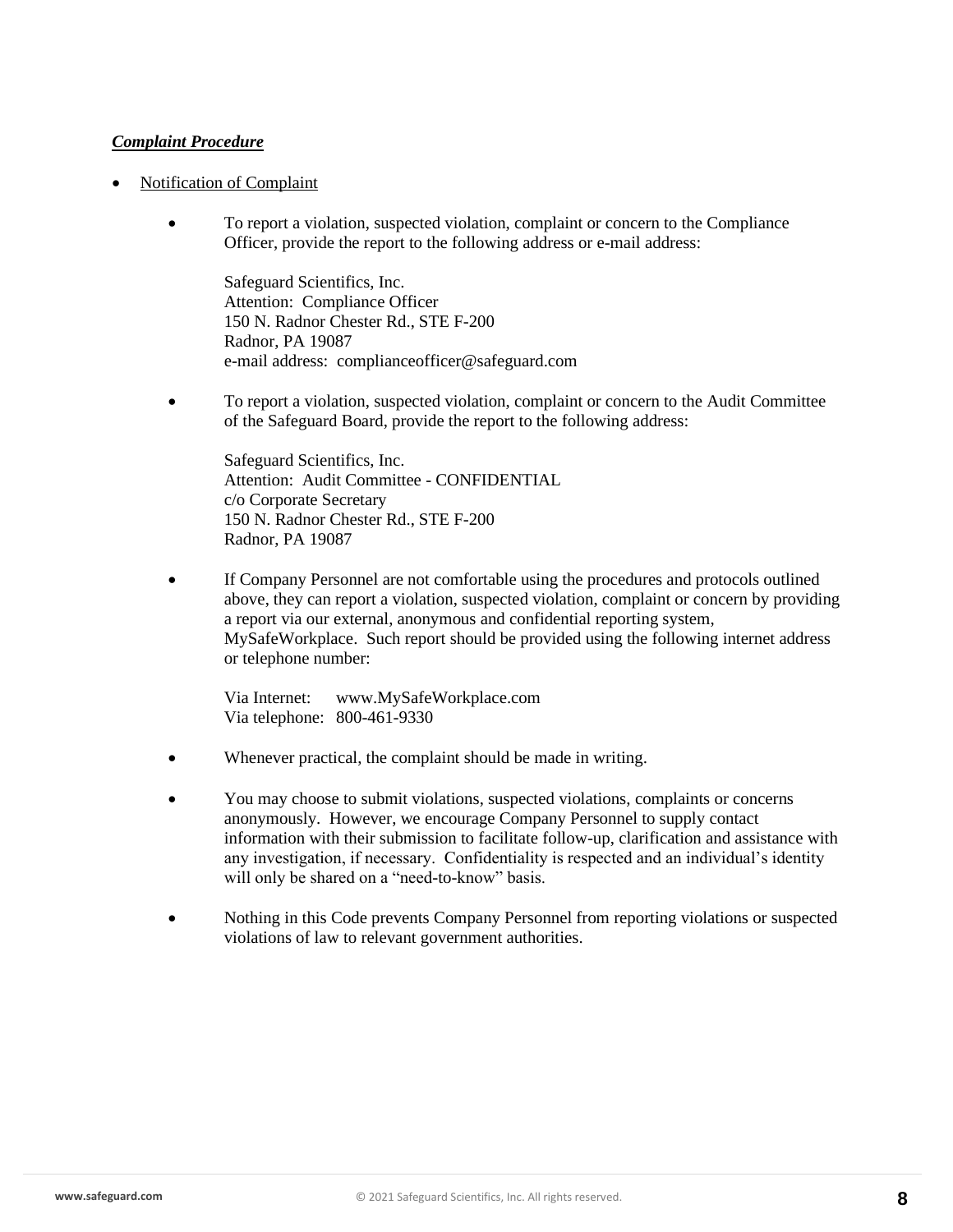***Complaint Procedure***

- Notification of Complaint

  - To report a violation, suspected violation, complaint or concern to the Compliance Officer, provide the report to the following address or e-mail address:

    Safeguard Scientifics, Inc.
    Attention: Compliance Officer
    150 N. Radnor Chester Rd., STE F-200
    Radnor, PA 19087
    e-mail address: complianceofficer@safeguard.com

  - To report a violation, suspected violation, complaint or concern to the Audit Committee of the Safeguard Board, provide the report to the following address:

    Safeguard Scientifics, Inc.
    Attention: Audit Committee - CONFIDENTIAL
    c/o Corporate Secretary
    150 N. Radnor Chester Rd., STE F-200
    Radnor, PA 19087

  - If Company Personnel are not comfortable using the procedures and protocols outlined above, they can report a violation, suspected violation, complaint or concern by providing a report via our external, anonymous and confidential reporting system, MySafeWorkplace. Such report should be provided using the following internet address or telephone number:

    Via Internet: www.MySafeWorkplace.com
    Via telephone: 800-461-9330

  - Whenever practical, the complaint should be made in writing.

  - You may choose to submit violations, suspected violations, complaints or concerns anonymously. However, we encourage Company Personnel to supply contact information with their submission to facilitate follow-up, clarification and assistance with any investigation, if necessary. Confidentiality is respected and an individual's identity will only be shared on a "need-to-know" basis.

  - Nothing in this Code prevents Company Personnel from reporting violations or suspected violations of law to relevant government authorities.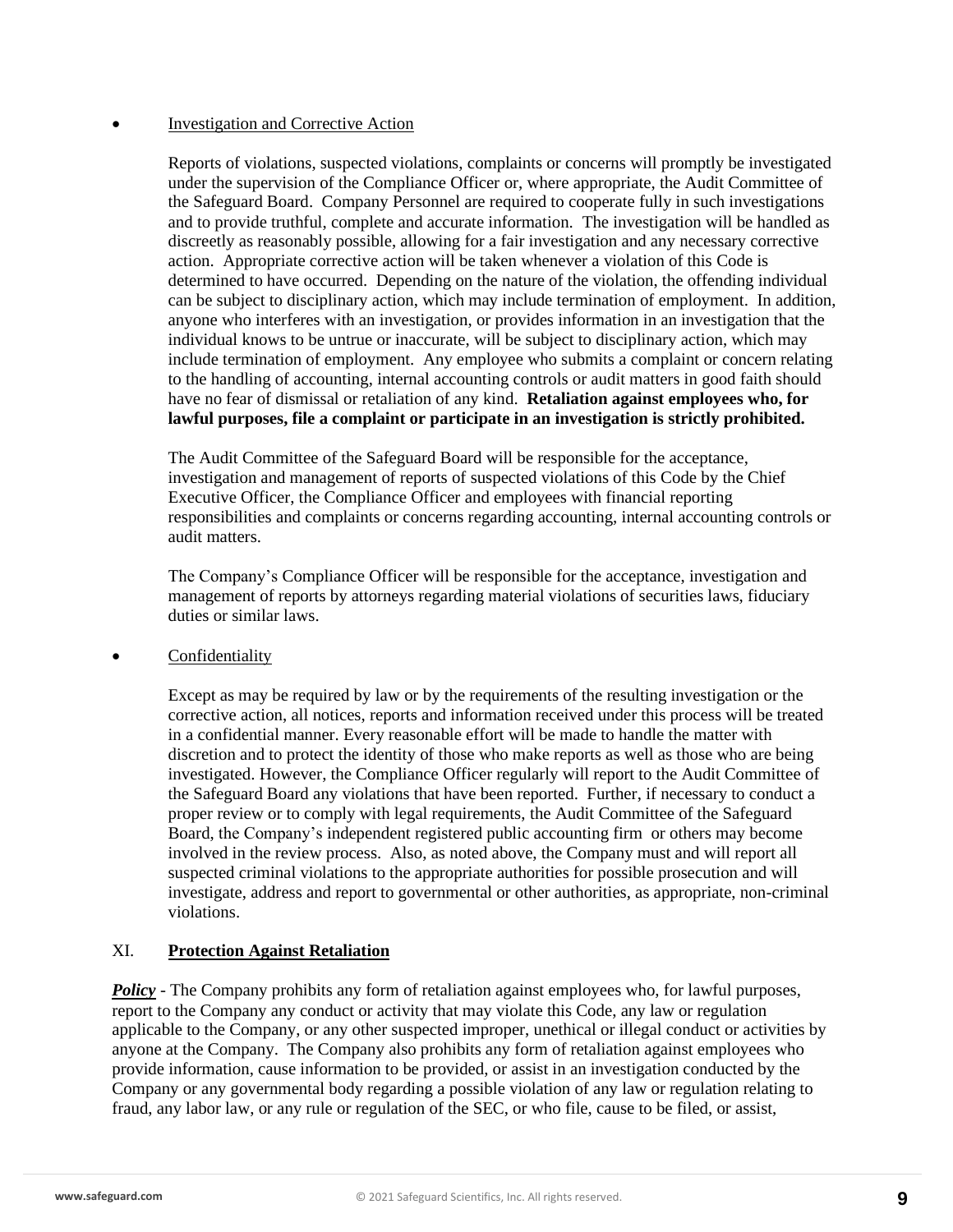- <u>Investigation and Corrective Action</u>

  Reports of violations, suspected violations, complaints or concerns will promptly be investigated under the supervision of the Compliance Officer or, where appropriate, the Audit Committee of the Safeguard Board. Company Personnel are required to cooperate fully in such investigations and to provide truthful, complete and accurate information. The investigation will be handled as discreetly as reasonably possible, allowing for a fair investigation and any necessary corrective action. Appropriate corrective action will be taken whenever a violation of this Code is determined to have occurred. Depending on the nature of the violation, the offending individual can be subject to disciplinary action, which may include termination of employment. In addition, anyone who interferes with an investigation, or provides information in an investigation that the individual knows to be untrue or inaccurate, will be subject to disciplinary action, which may include termination of employment. Any employee who submits a complaint or concern relating to the handling of accounting, internal accounting controls or audit matters in good faith should have no fear of dismissal or retaliation of any kind. **Retaliation against employees who, for lawful purposes, file a complaint or participate in an investigation is strictly prohibited.**

  The Audit Committee of the Safeguard Board will be responsible for the acceptance, investigation and management of reports of suspected violations of this Code by the Chief Executive Officer, the Compliance Officer and employees with financial reporting responsibilities and complaints or concerns regarding accounting, internal accounting controls or audit matters.

  The Company's Compliance Officer will be responsible for the acceptance, investigation and management of reports by attorneys regarding material violations of securities laws, fiduciary duties or similar laws.

- <u>Confidentiality</u>

  Except as may be required by law or by the requirements of the resulting investigation or the corrective action, all notices, reports and information received under this process will be treated in a confidential manner. Every reasonable effort will be made to handle the matter with discretion and to protect the identity of those who make reports as well as those who are being investigated. However, the Compliance Officer regularly will report to the Audit Committee of the Safeguard Board any violations that have been reported. Further, if necessary to conduct a proper review or to comply with legal requirements, the Audit Committee of the Safeguard Board, the Company's independent registered public accounting firm or others may become involved in the review process. Also, as noted above, the Company must and will report all suspected criminal violations to the appropriate authorities for possible prosecution and will investigate, address and report to governmental or other authorities, as appropriate, non-criminal violations.

## XI. <u>Protection Against Retaliation</u>

***<u>Policy</u>*** - The Company prohibits any form of retaliation against employees who, for lawful purposes, report to the Company any conduct or activity that may violate this Code, any law or regulation applicable to the Company, or any other suspected improper, unethical or illegal conduct or activities by anyone at the Company. The Company also prohibits any form of retaliation against employees who provide information, cause information to be provided, or assist in an investigation conducted by the Company or any governmental body regarding a possible violation of any law or regulation relating to fraud, any labor law, or any rule or regulation of the SEC, or who file, cause to be filed, or assist,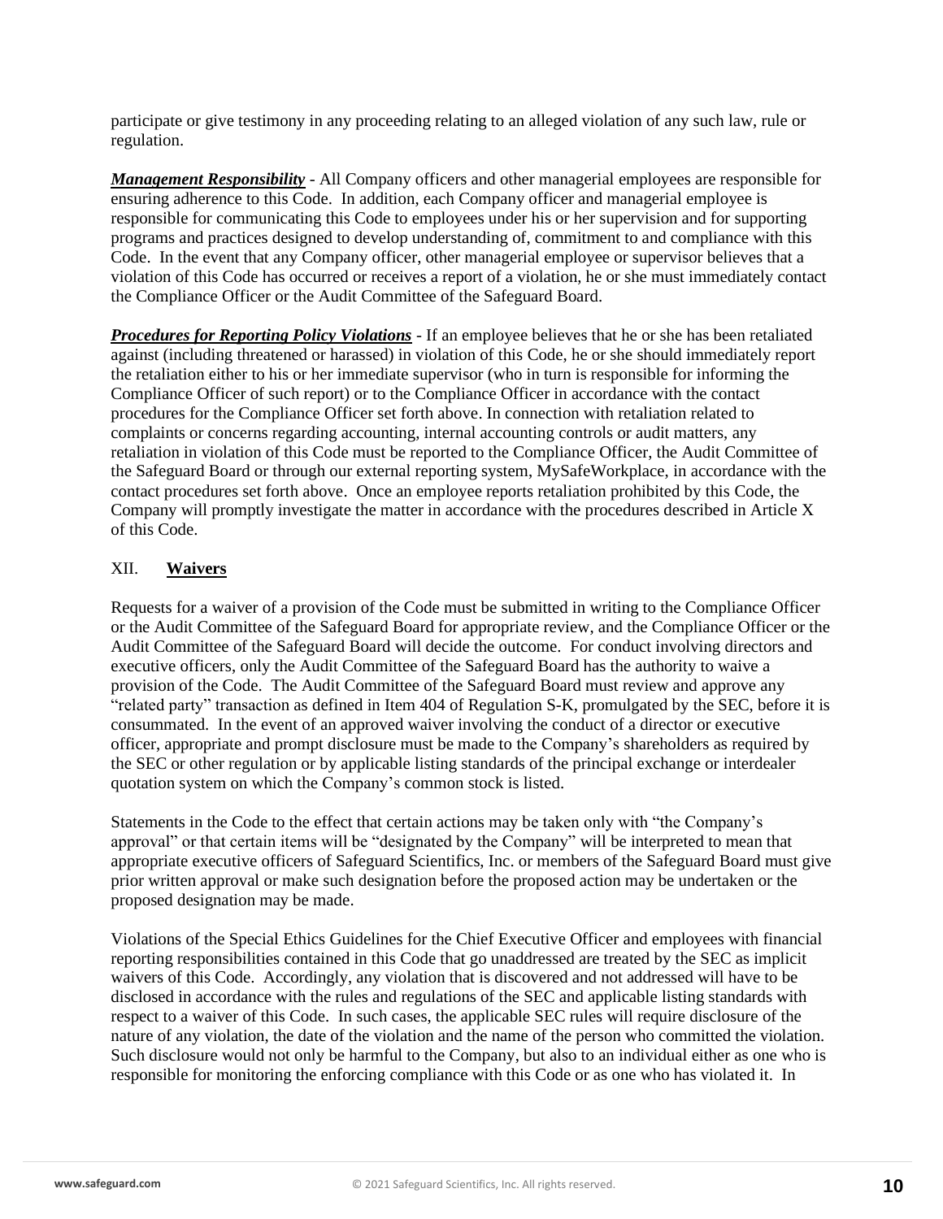participate or give testimony in any proceeding relating to an alleged violation of any such law, rule or regulation.

***Management Responsibility*** - All Company officers and other managerial employees are responsible for ensuring adherence to this Code. In addition, each Company officer and managerial employee is responsible for communicating this Code to employees under his or her supervision and for supporting programs and practices designed to develop understanding of, commitment to and compliance with this Code. In the event that any Company officer, other managerial employee or supervisor believes that a violation of this Code has occurred or receives a report of a violation, he or she must immediately contact the Compliance Officer or the Audit Committee of the Safeguard Board.

***Procedures for Reporting Policy Violations*** - If an employee believes that he or she has been retaliated against (including threatened or harassed) in violation of this Code, he or she should immediately report the retaliation either to his or her immediate supervisor (who in turn is responsible for informing the Compliance Officer of such report) or to the Compliance Officer in accordance with the contact procedures for the Compliance Officer set forth above. In connection with retaliation related to complaints or concerns regarding accounting, internal accounting controls or audit matters, any retaliation in violation of this Code must be reported to the Compliance Officer, the Audit Committee of the Safeguard Board or through our external reporting system, MySafeWorkplace, in accordance with the contact procedures set forth above. Once an employee reports retaliation prohibited by this Code, the Company will promptly investigate the matter in accordance with the procedures described in Article X of this Code.

## XII. **Waivers**

Requests for a waiver of a provision of the Code must be submitted in writing to the Compliance Officer or the Audit Committee of the Safeguard Board for appropriate review, and the Compliance Officer or the Audit Committee of the Safeguard Board will decide the outcome. For conduct involving directors and executive officers, only the Audit Committee of the Safeguard Board has the authority to waive a provision of the Code. The Audit Committee of the Safeguard Board must review and approve any "related party" transaction as defined in Item 404 of Regulation S-K, promulgated by the SEC, before it is consummated. In the event of an approved waiver involving the conduct of a director or executive officer, appropriate and prompt disclosure must be made to the Company's shareholders as required by the SEC or other regulation or by applicable listing standards of the principal exchange or interdealer quotation system on which the Company's common stock is listed.

Statements in the Code to the effect that certain actions may be taken only with "the Company's approval" or that certain items will be "designated by the Company" will be interpreted to mean that appropriate executive officers of Safeguard Scientifics, Inc. or members of the Safeguard Board must give prior written approval or make such designation before the proposed action may be undertaken or the proposed designation may be made.

Violations of the Special Ethics Guidelines for the Chief Executive Officer and employees with financial reporting responsibilities contained in this Code that go unaddressed are treated by the SEC as implicit waivers of this Code. Accordingly, any violation that is discovered and not addressed will have to be disclosed in accordance with the rules and regulations of the SEC and applicable listing standards with respect to a waiver of this Code. In such cases, the applicable SEC rules will require disclosure of the nature of any violation, the date of the violation and the name of the person who committed the violation. Such disclosure would not only be harmful to the Company, but also to an individual either as one who is responsible for monitoring the enforcing compliance with this Code or as one who has violated it. In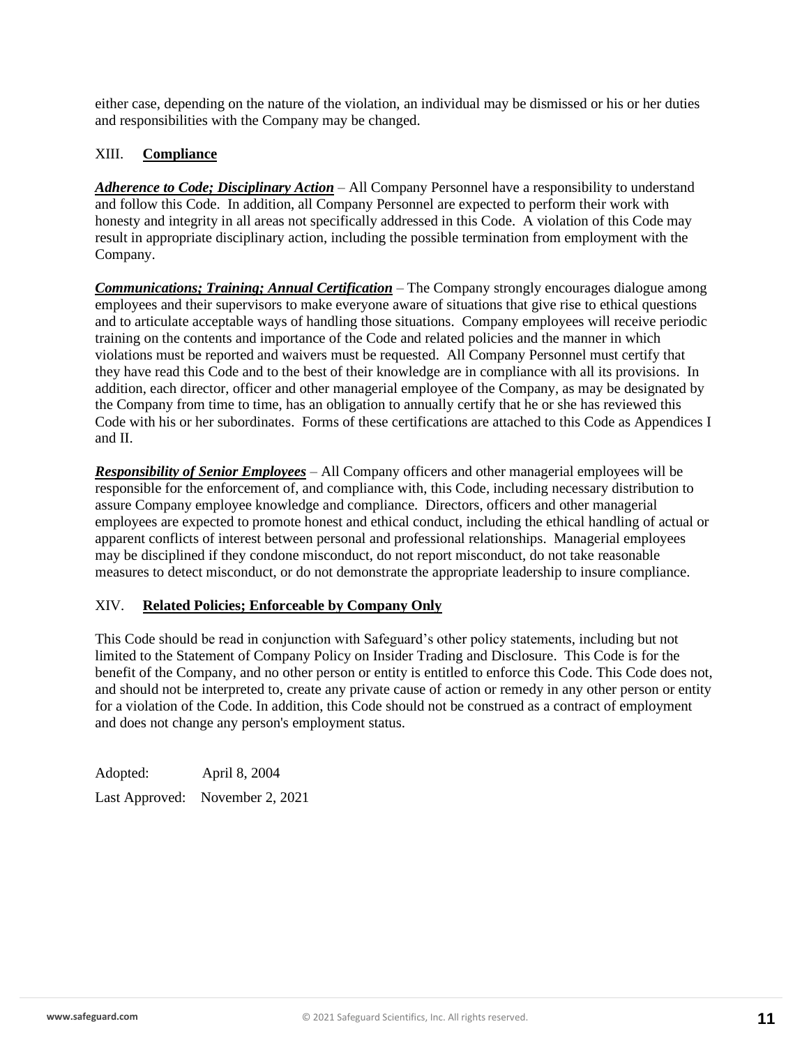either case, depending on the nature of the violation, an individual may be dismissed or his or her duties and responsibilities with the Company may be changed.

## XIII. **Compliance**

***Adherence to Code; Disciplinary Action*** – All Company Personnel have a responsibility to understand and follow this Code. In addition, all Company Personnel are expected to perform their work with honesty and integrity in all areas not specifically addressed in this Code. A violation of this Code may result in appropriate disciplinary action, including the possible termination from employment with the Company.

***Communications; Training; Annual Certification*** – The Company strongly encourages dialogue among employees and their supervisors to make everyone aware of situations that give rise to ethical questions and to articulate acceptable ways of handling those situations. Company employees will receive periodic training on the contents and importance of the Code and related policies and the manner in which violations must be reported and waivers must be requested. All Company Personnel must certify that they have read this Code and to the best of their knowledge are in compliance with all its provisions. In addition, each director, officer and other managerial employee of the Company, as may be designated by the Company from time to time, has an obligation to annually certify that he or she has reviewed this Code with his or her subordinates. Forms of these certifications are attached to this Code as Appendices I and II.

***Responsibility of Senior Employees*** – All Company officers and other managerial employees will be responsible for the enforcement of, and compliance with, this Code, including necessary distribution to assure Company employee knowledge and compliance. Directors, officers and other managerial employees are expected to promote honest and ethical conduct, including the ethical handling of actual or apparent conflicts of interest between personal and professional relationships. Managerial employees may be disciplined if they condone misconduct, do not report misconduct, do not take reasonable measures to detect misconduct, or do not demonstrate the appropriate leadership to insure compliance.

## XIV. **Related Policies; Enforceable by Company Only**

This Code should be read in conjunction with Safeguard's other policy statements, including but not limited to the Statement of Company Policy on Insider Trading and Disclosure. This Code is for the benefit of the Company, and no other person or entity is entitled to enforce this Code. This Code does not, and should not be interpreted to, create any private cause of action or remedy in any other person or entity for a violation of the Code. In addition, this Code should not be construed as a contract of employment and does not change any person's employment status.

Adopted: April 8, 2004

Last Approved: November 2, 2021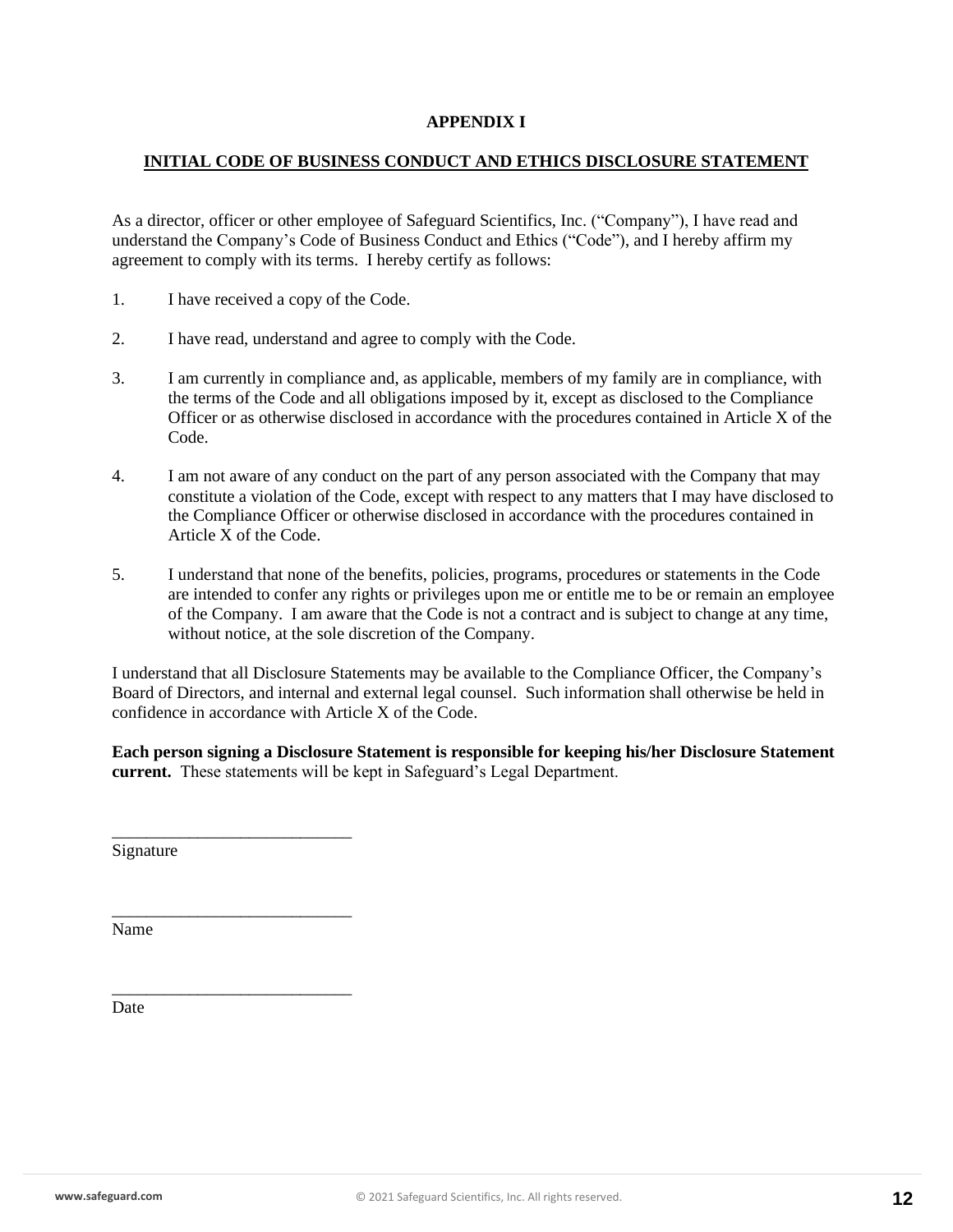# APPENDIX I

## INITIAL CODE OF BUSINESS CONDUCT AND ETHICS DISCLOSURE STATEMENT

As a director, officer or other employee of Safeguard Scientifics, Inc. ("Company"), I have read and understand the Company's Code of Business Conduct and Ethics ("Code"), and I hereby affirm my agreement to comply with its terms. I hereby certify as follows:

1. I have received a copy of the Code.

2. I have read, understand and agree to comply with the Code.

3. I am currently in compliance and, as applicable, members of my family are in compliance, with the terms of the Code and all obligations imposed by it, except as disclosed to the Compliance Officer or as otherwise disclosed in accordance with the procedures contained in Article X of the Code.

4. I am not aware of any conduct on the part of any person associated with the Company that may constitute a violation of the Code, except with respect to any matters that I may have disclosed to the Compliance Officer or otherwise disclosed in accordance with the procedures contained in Article X of the Code.

5. I understand that none of the benefits, policies, programs, procedures or statements in the Code are intended to confer any rights or privileges upon me or entitle me to be or remain an employee of the Company. I am aware that the Code is not a contract and is subject to change at any time, without notice, at the sole discretion of the Company.

I understand that all Disclosure Statements may be available to the Compliance Officer, the Company's Board of Directors, and internal and external legal counsel. Such information shall otherwise be held in confidence in accordance with Article X of the Code.

**Each person signing a Disclosure Statement is responsible for keeping his/her Disclosure Statement current.** These statements will be kept in Safeguard's Legal Department.

____________________________
Signature

____________________________
Name

____________________________
Date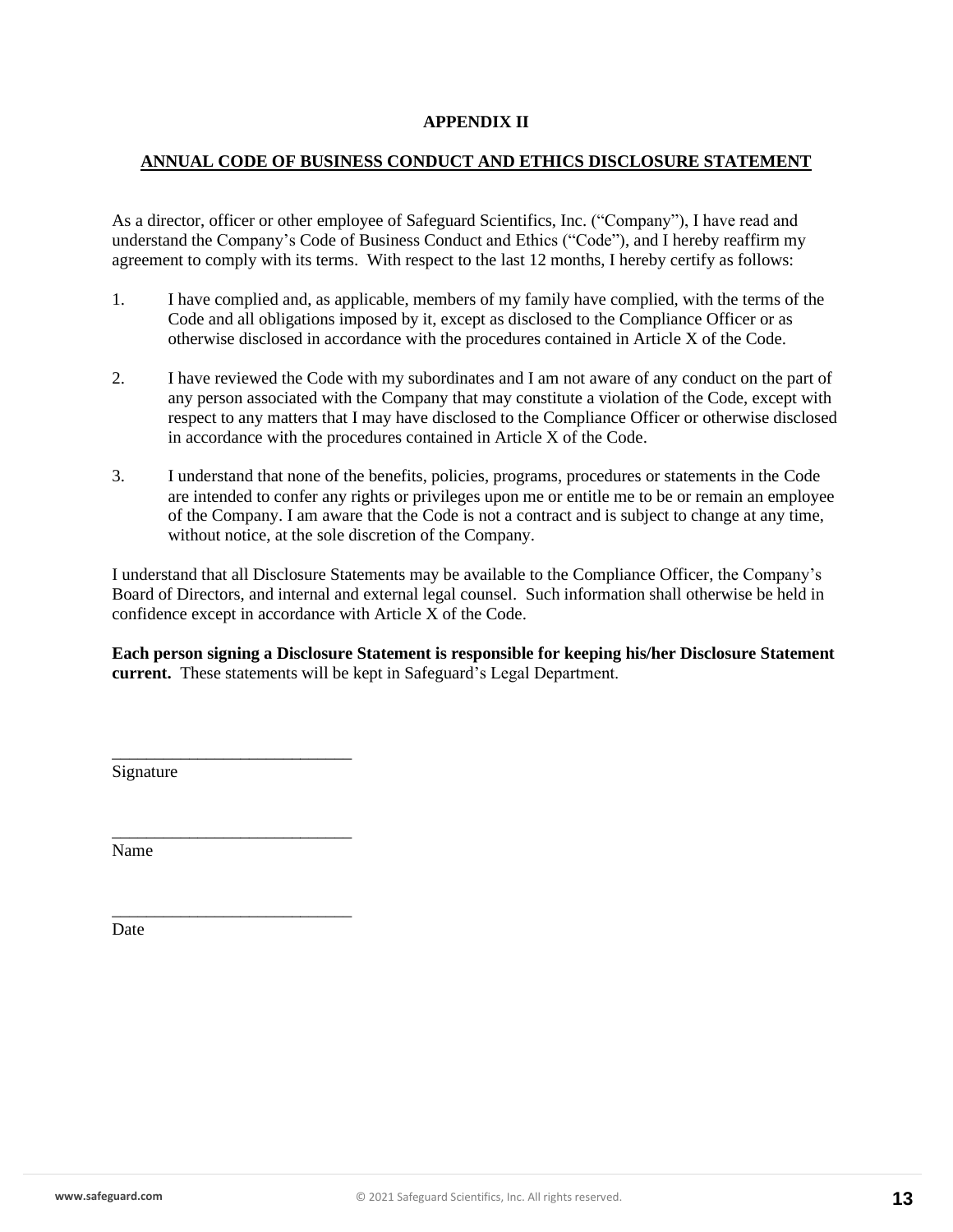# APPENDIX II

## ANNUAL CODE OF BUSINESS CONDUCT AND ETHICS DISCLOSURE STATEMENT

As a director, officer or other employee of Safeguard Scientifics, Inc. ("Company"), I have read and understand the Company's Code of Business Conduct and Ethics ("Code"), and I hereby reaffirm my agreement to comply with its terms. With respect to the last 12 months, I hereby certify as follows:

1. I have complied and, as applicable, members of my family have complied, with the terms of the Code and all obligations imposed by it, except as disclosed to the Compliance Officer or as otherwise disclosed in accordance with the procedures contained in Article X of the Code.

2. I have reviewed the Code with my subordinates and I am not aware of any conduct on the part of any person associated with the Company that may constitute a violation of the Code, except with respect to any matters that I may have disclosed to the Compliance Officer or otherwise disclosed in accordance with the procedures contained in Article X of the Code.

3. I understand that none of the benefits, policies, programs, procedures or statements in the Code are intended to confer any rights or privileges upon me or entitle me to be or remain an employee of the Company. I am aware that the Code is not a contract and is subject to change at any time, without notice, at the sole discretion of the Company.

I understand that all Disclosure Statements may be available to the Compliance Officer, the Company's Board of Directors, and internal and external legal counsel. Such information shall otherwise be held in confidence except in accordance with Article X of the Code.

**Each person signing a Disclosure Statement is responsible for keeping his/her Disclosure Statement current.** These statements will be kept in Safeguard's Legal Department.

____________________________
Signature

____________________________
Name

____________________________
Date